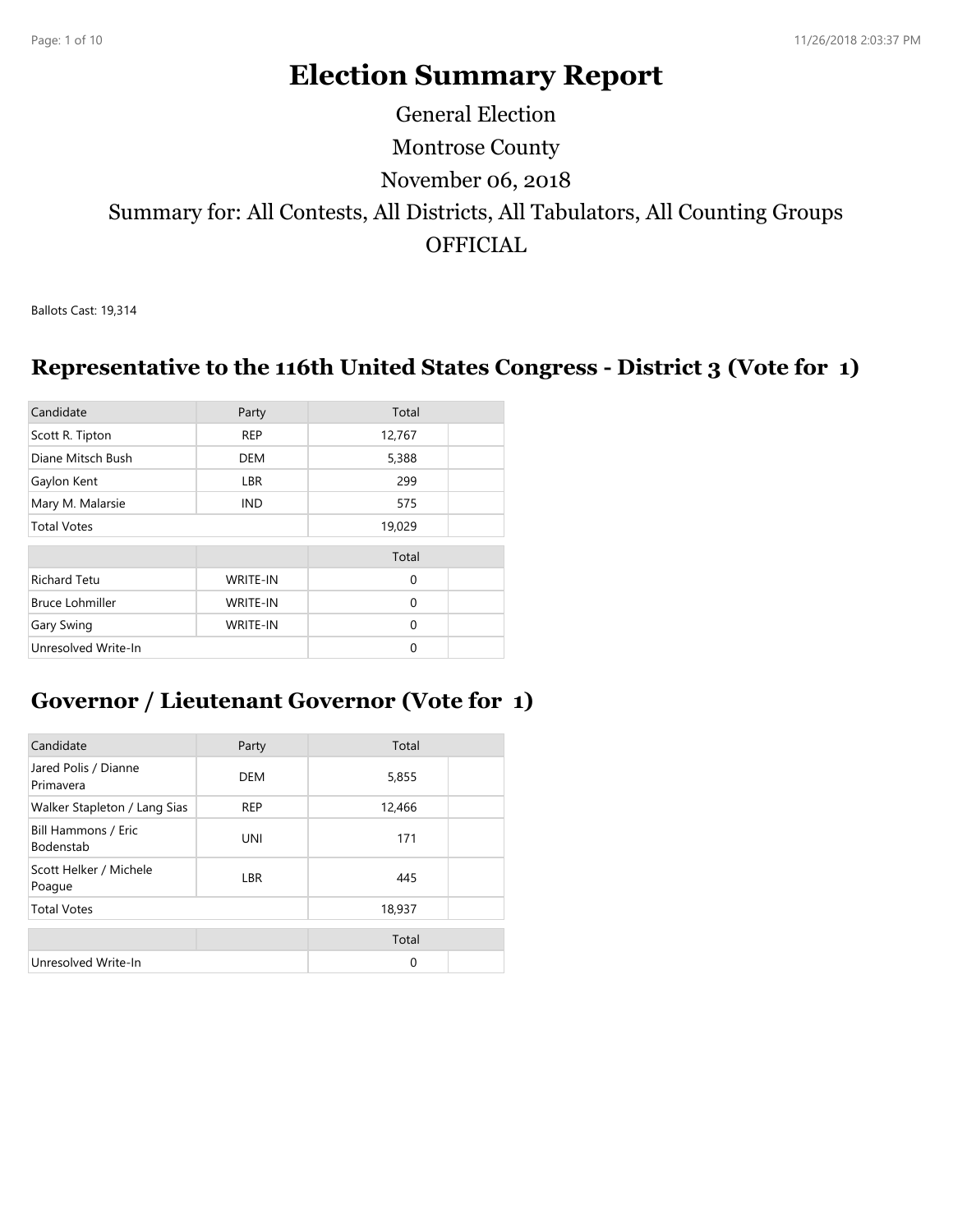# Election Summary Report

General Election

Montrose County

November 06, 2018

Summary for: All Contests, All Districts, All Tabulators, All Counting Groups

OFFICIAL

Ballots Cast: 19,314

## Representative to the 116th United States Congress - District 3 (Vote for 1)

| Candidate | Party | Total | |
|---|---|---|---|
| Scott R. Tipton | REP | 12,767 | |
| Diane Mitsch Bush | DEM | 5,388 | |
| Gaylon Kent | LBR | 299 | |
| Mary M. Malarsie | IND | 575 | |
| Total Votes | | 19,029 | |

| | | Total | |
|---|---|---|---|
| Richard Tetu | WRITE-IN | 0 | |
| Bruce Lohmiller | WRITE-IN | 0 | |
| Gary Swing | WRITE-IN | 0 | |
| Unresolved Write-In | | 0 | |

## Governor / Lieutenant Governor (Vote for 1)

| Candidate | Party | Total | |
|---|---|---|---|
| Jared Polis / Dianne Primavera | DEM | 5,855 | |
| Walker Stapleton / Lang Sias | REP | 12,466 | |
| Bill Hammons / Eric Bodenstab | UNI | 171 | |
| Scott Helker / Michele Poague | LBR | 445 | |
| Total Votes | | 18,937 | |

| | | Total | |
|---|---|---|---|
| Unresolved Write-In | | 0 | |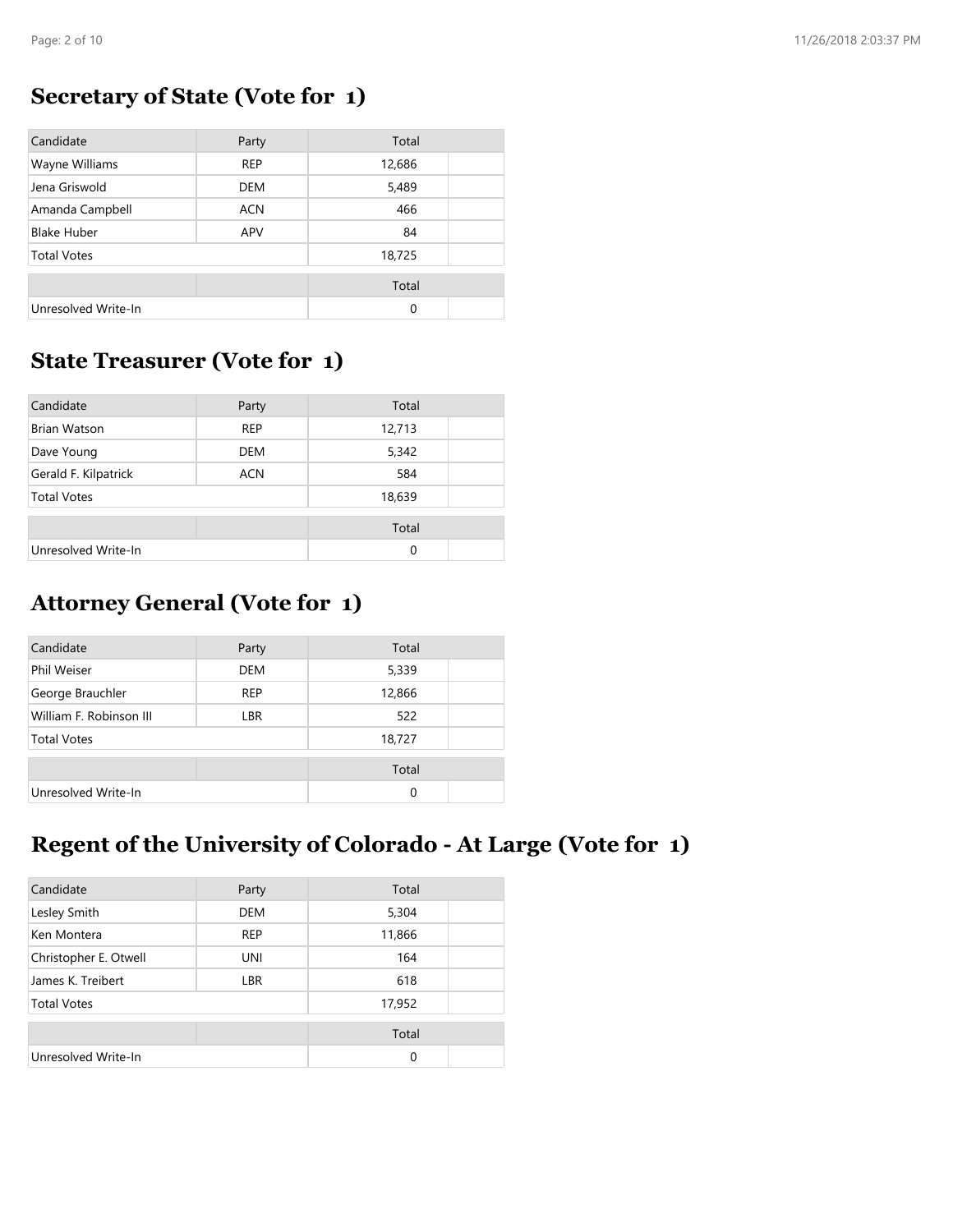## Secretary of State (Vote for 1)

| Candidate | Party | Total | |
|---|---|---|---|
| Wayne Williams | REP | 12,686 | |
| Jena Griswold | DEM | 5,489 | |
| Amanda Campbell | ACN | 466 | |
| Blake Huber | APV | 84 | |
| Total Votes | | 18,725 | |

| | | Total | |
|---|---|---|---|
| Unresolved Write-In | | 0 | |

## State Treasurer (Vote for 1)

| Candidate | Party | Total | |
|---|---|---|---|
| Brian Watson | REP | 12,713 | |
| Dave Young | DEM | 5,342 | |
| Gerald F. Kilpatrick | ACN | 584 | |
| Total Votes | | 18,639 | |

| | | Total | |
|---|---|---|---|
| Unresolved Write-In | | 0 | |

## Attorney General (Vote for 1)

| Candidate | Party | Total | |
|---|---|---|---|
| Phil Weiser | DEM | 5,339 | |
| George Brauchler | REP | 12,866 | |
| William F. Robinson III | LBR | 522 | |
| Total Votes | | 18,727 | |

| | | Total | |
|---|---|---|---|
| Unresolved Write-In | | 0 | |

## Regent of the University of Colorado - At Large (Vote for 1)

| Candidate | Party | Total | |
|---|---|---|---|
| Lesley Smith | DEM | 5,304 | |
| Ken Montera | REP | 11,866 | |
| Christopher E. Otwell | UNI | 164 | |
| James K. Treibert | LBR | 618 | |
| Total Votes | | 17,952 | |

| | | Total | |
|---|---|---|---|
| Unresolved Write-In | | 0 | |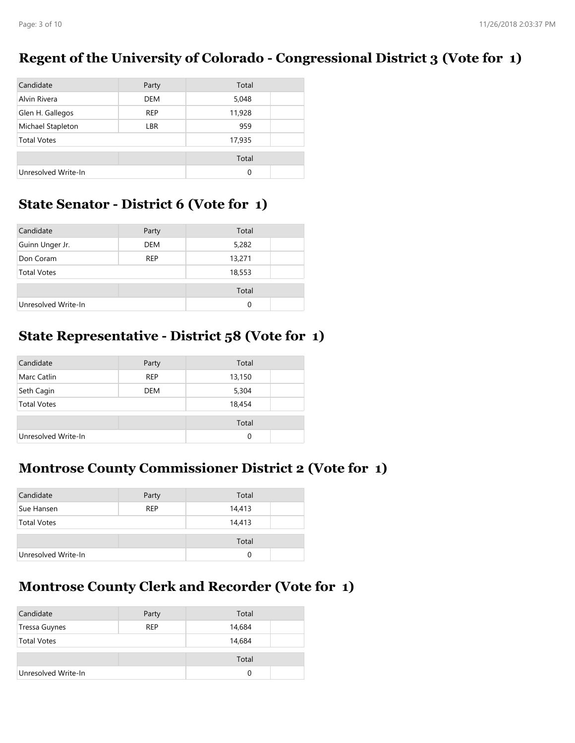## Regent of the University of Colorado - Congressional District 3 (Vote for 1)

| Candidate | Party | Total |
|---|---|---|
| Alvin Rivera | DEM | 5,048 |
| Glen H. Gallegos | REP | 11,928 |
| Michael Stapleton | LBR | 959 |
| Total Votes | | 17,935 |

| | | Total |
|---|---|---|
| Unresolved Write-In | | 0 |

## State Senator - District 6 (Vote for 1)

| Candidate | Party | Total |
|---|---|---|
| Guinn Unger Jr. | DEM | 5,282 |
| Don Coram | REP | 13,271 |
| Total Votes | | 18,553 |

| | | Total |
|---|---|---|
| Unresolved Write-In | | 0 |

## State Representative - District 58 (Vote for 1)

| Candidate | Party | Total |
|---|---|---|
| Marc Catlin | REP | 13,150 |
| Seth Cagin | DEM | 5,304 |
| Total Votes | | 18,454 |

| | | Total |
|---|---|---|
| Unresolved Write-In | | 0 |

## Montrose County Commissioner District 2 (Vote for 1)

| Candidate | Party | Total |
|---|---|---|
| Sue Hansen | REP | 14,413 |
| Total Votes | | 14,413 |

| | | Total |
|---|---|---|
| Unresolved Write-In | | 0 |

## Montrose County Clerk and Recorder (Vote for 1)

| Candidate | Party | Total |
|---|---|---|
| Tressa Guynes | REP | 14,684 |
| Total Votes | | 14,684 |

| | | Total |
|---|---|---|
| Unresolved Write-In | | 0 |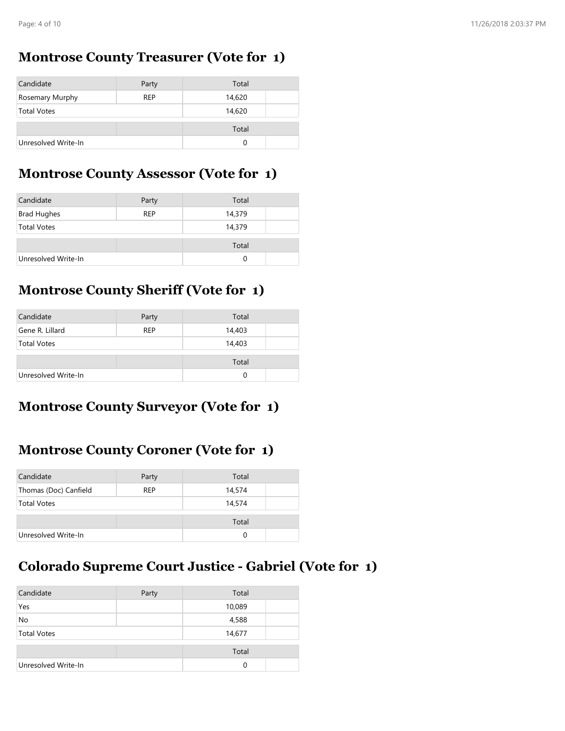## Montrose County Treasurer (Vote for 1)

| Candidate | Party | Total | |
|---|---|---|---|
| Rosemary Murphy | REP | 14,620 | |
| Total Votes | | 14,620 | |

| | | Total | |
|---|---|---|---|
| Unresolved Write-In | | 0 | |

## Montrose County Assessor (Vote for 1)

| Candidate | Party | Total | |
|---|---|---|---|
| Brad Hughes | REP | 14,379 | |
| Total Votes | | 14,379 | |

| | | Total | |
|---|---|---|---|
| Unresolved Write-In | | 0 | |

## Montrose County Sheriff (Vote for 1)

| Candidate | Party | Total | |
|---|---|---|---|
| Gene R. Lillard | REP | 14,403 | |
| Total Votes | | 14,403 | |

| | | Total | |
|---|---|---|---|
| Unresolved Write-In | | 0 | |

## Montrose County Surveyor (Vote for 1)

## Montrose County Coroner (Vote for 1)

| Candidate | Party | Total | |
|---|---|---|---|
| Thomas (Doc) Canfield | REP | 14,574 | |
| Total Votes | | 14,574 | |

| | | Total | |
|---|---|---|---|
| Unresolved Write-In | | 0 | |

## Colorado Supreme Court Justice - Gabriel (Vote for 1)

| Candidate | Party | Total | |
|---|---|---|---|
| Yes | | 10,089 | |
| No | | 4,588 | |
| Total Votes | | 14,677 | |

| | | Total | |
|---|---|---|---|
| Unresolved Write-In | | 0 | |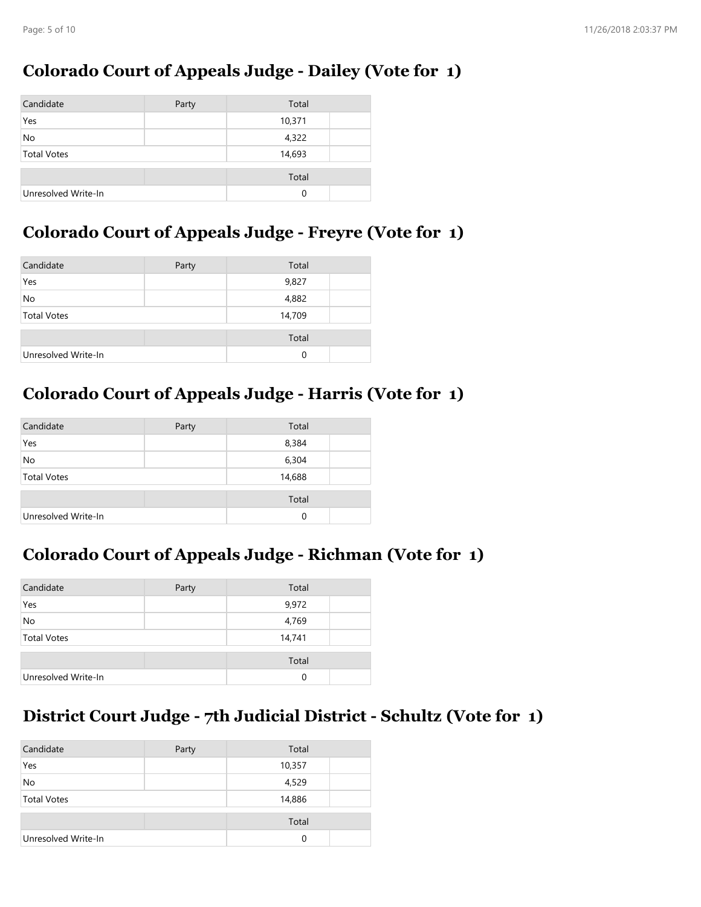## Colorado Court of Appeals Judge - Dailey (Vote for 1)

| Candidate | Party | Total | |
|---|---|---|---|
| Yes | | 10,371 | |
| No | | 4,322 | |
| Total Votes | | 14,693 | |

| | | Total | |
|---|---|---|---|
| Unresolved Write-In | | 0 | |

## Colorado Court of Appeals Judge - Freyre (Vote for 1)

| Candidate | Party | Total | |
|---|---|---|---|
| Yes | | 9,827 | |
| No | | 4,882 | |
| Total Votes | | 14,709 | |

| | | Total | |
|---|---|---|---|
| Unresolved Write-In | | 0 | |

## Colorado Court of Appeals Judge - Harris (Vote for 1)

| Candidate | Party | Total | |
|---|---|---|---|
| Yes | | 8,384 | |
| No | | 6,304 | |
| Total Votes | | 14,688 | |

| | | Total | |
|---|---|---|---|
| Unresolved Write-In | | 0 | |

## Colorado Court of Appeals Judge - Richman (Vote for 1)

| Candidate | Party | Total | |
|---|---|---|---|
| Yes | | 9,972 | |
| No | | 4,769 | |
| Total Votes | | 14,741 | |

| | | Total | |
|---|---|---|---|
| Unresolved Write-In | | 0 | |

## District Court Judge - 7th Judicial District - Schultz (Vote for 1)

| Candidate | Party | Total | |
|---|---|---|---|
| Yes | | 10,357 | |
| No | | 4,529 | |
| Total Votes | | 14,886 | |

| | | Total | |
|---|---|---|---|
| Unresolved Write-In | | 0 | |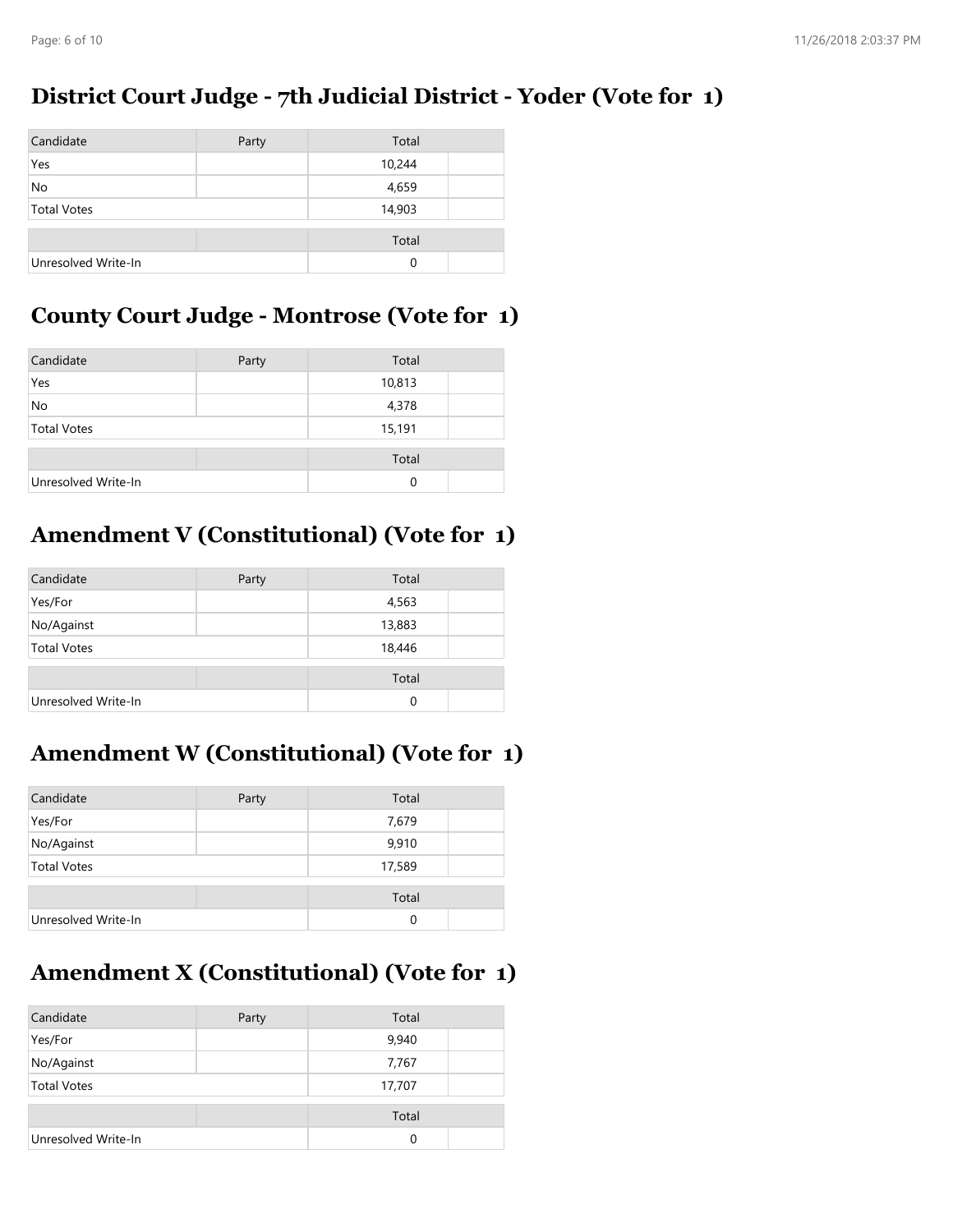## District Court Judge - 7th Judicial District - Yoder (Vote for 1)

| Candidate | Party | Total | |
|---|---|---|---|
| Yes | | 10,244 | |
| No | | 4,659 | |
| Total Votes | | 14,903 | |

| | | Total | |
|---|---|---|---|
| Unresolved Write-In | | 0 | |

## County Court Judge - Montrose (Vote for 1)

| Candidate | Party | Total | |
|---|---|---|---|
| Yes | | 10,813 | |
| No | | 4,378 | |
| Total Votes | | 15,191 | |

| | | Total | |
|---|---|---|---|
| Unresolved Write-In | | 0 | |

## Amendment V (Constitutional) (Vote for 1)

| Candidate | Party | Total | |
|---|---|---|---|
| Yes/For | | 4,563 | |
| No/Against | | 13,883 | |
| Total Votes | | 18,446 | |

| | | Total | |
|---|---|---|---|
| Unresolved Write-In | | 0 | |

## Amendment W (Constitutional) (Vote for 1)

| Candidate | Party | Total | |
|---|---|---|---|
| Yes/For | | 7,679 | |
| No/Against | | 9,910 | |
| Total Votes | | 17,589 | |

| | | Total | |
|---|---|---|---|
| Unresolved Write-In | | 0 | |

## Amendment X (Constitutional) (Vote for 1)

| Candidate | Party | Total | |
|---|---|---|---|
| Yes/For | | 9,940 | |
| No/Against | | 7,767 | |
| Total Votes | | 17,707 | |

| | | Total | |
|---|---|---|---|
| Unresolved Write-In | | 0 | |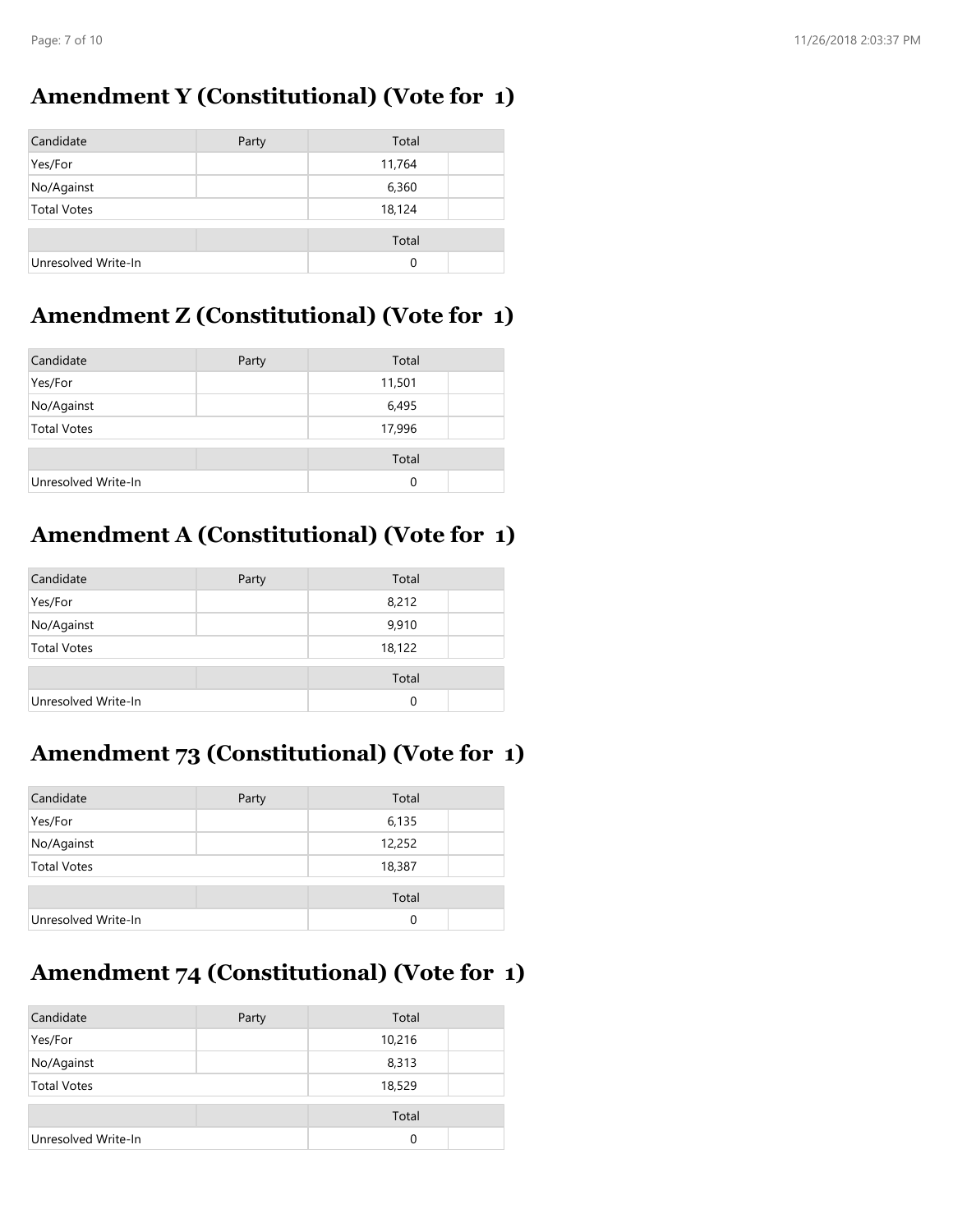## Amendment Y (Constitutional) (Vote for 1)

| Candidate | Party | Total | |
|---|---|---|---|
| Yes/For | | 11,764 | |
| No/Against | | 6,360 | |
| Total Votes | | 18,124 | |

| | | Total | |
|---|---|---|---|
| Unresolved Write-In | | 0 | |

## Amendment Z (Constitutional) (Vote for 1)

| Candidate | Party | Total | |
|---|---|---|---|
| Yes/For | | 11,501 | |
| No/Against | | 6,495 | |
| Total Votes | | 17,996 | |

| | | Total | |
|---|---|---|---|
| Unresolved Write-In | | 0 | |

## Amendment A (Constitutional) (Vote for 1)

| Candidate | Party | Total | |
|---|---|---|---|
| Yes/For | | 8,212 | |
| No/Against | | 9,910 | |
| Total Votes | | 18,122 | |

| | | Total | |
|---|---|---|---|
| Unresolved Write-In | | 0 | |

## Amendment 73 (Constitutional) (Vote for 1)

| Candidate | Party | Total | |
|---|---|---|---|
| Yes/For | | 6,135 | |
| No/Against | | 12,252 | |
| Total Votes | | 18,387 | |

| | | Total | |
|---|---|---|---|
| Unresolved Write-In | | 0 | |

## Amendment 74 (Constitutional) (Vote for 1)

| Candidate | Party | Total | |
|---|---|---|---|
| Yes/For | | 10,216 | |
| No/Against | | 8,313 | |
| Total Votes | | 18,529 | |

| | | Total | |
|---|---|---|---|
| Unresolved Write-In | | 0 | |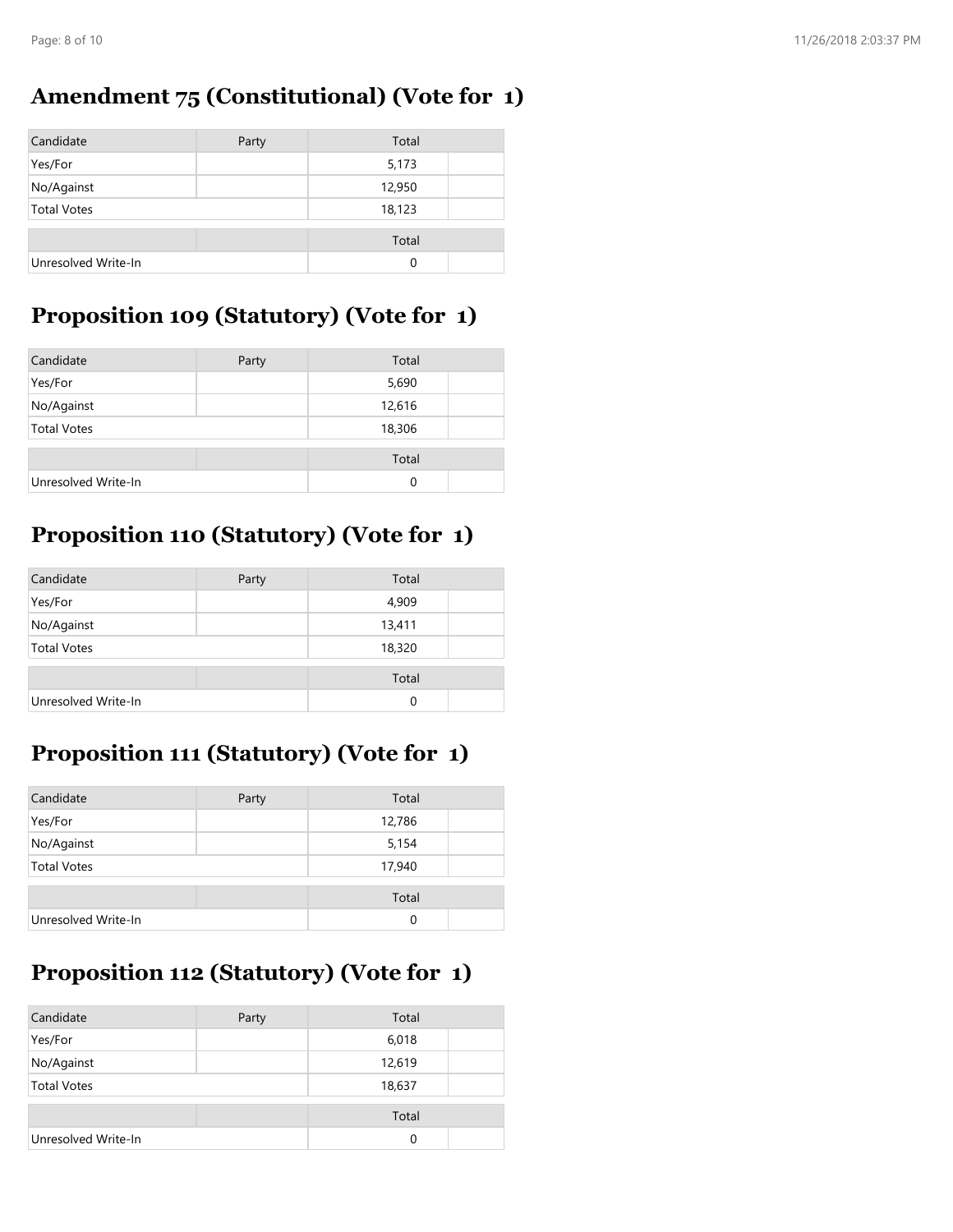## Amendment 75 (Constitutional) (Vote for 1)

| Candidate | Party | Total | |
|---|---|---|---|
| Yes/For | | 5,173 | |
| No/Against | | 12,950 | |
| Total Votes | | 18,123 | |
| | | Total | |
| Unresolved Write-In | | 0 | |

## Proposition 109 (Statutory) (Vote for 1)

| Candidate | Party | Total | |
|---|---|---|---|
| Yes/For | | 5,690 | |
| No/Against | | 12,616 | |
| Total Votes | | 18,306 | |
| | | Total | |
| Unresolved Write-In | | 0 | |

## Proposition 110 (Statutory) (Vote for 1)

| Candidate | Party | Total | |
|---|---|---|---|
| Yes/For | | 4,909 | |
| No/Against | | 13,411 | |
| Total Votes | | 18,320 | |
| | | Total | |
| Unresolved Write-In | | 0 | |

## Proposition 111 (Statutory) (Vote for 1)

| Candidate | Party | Total | |
|---|---|---|---|
| Yes/For | | 12,786 | |
| No/Against | | 5,154 | |
| Total Votes | | 17,940 | |
| | | Total | |
| Unresolved Write-In | | 0 | |

## Proposition 112 (Statutory) (Vote for 1)

| Candidate | Party | Total | |
|---|---|---|---|
| Yes/For | | 6,018 | |
| No/Against | | 12,619 | |
| Total Votes | | 18,637 | |
| | | Total | |
| Unresolved Write-In | | 0 | |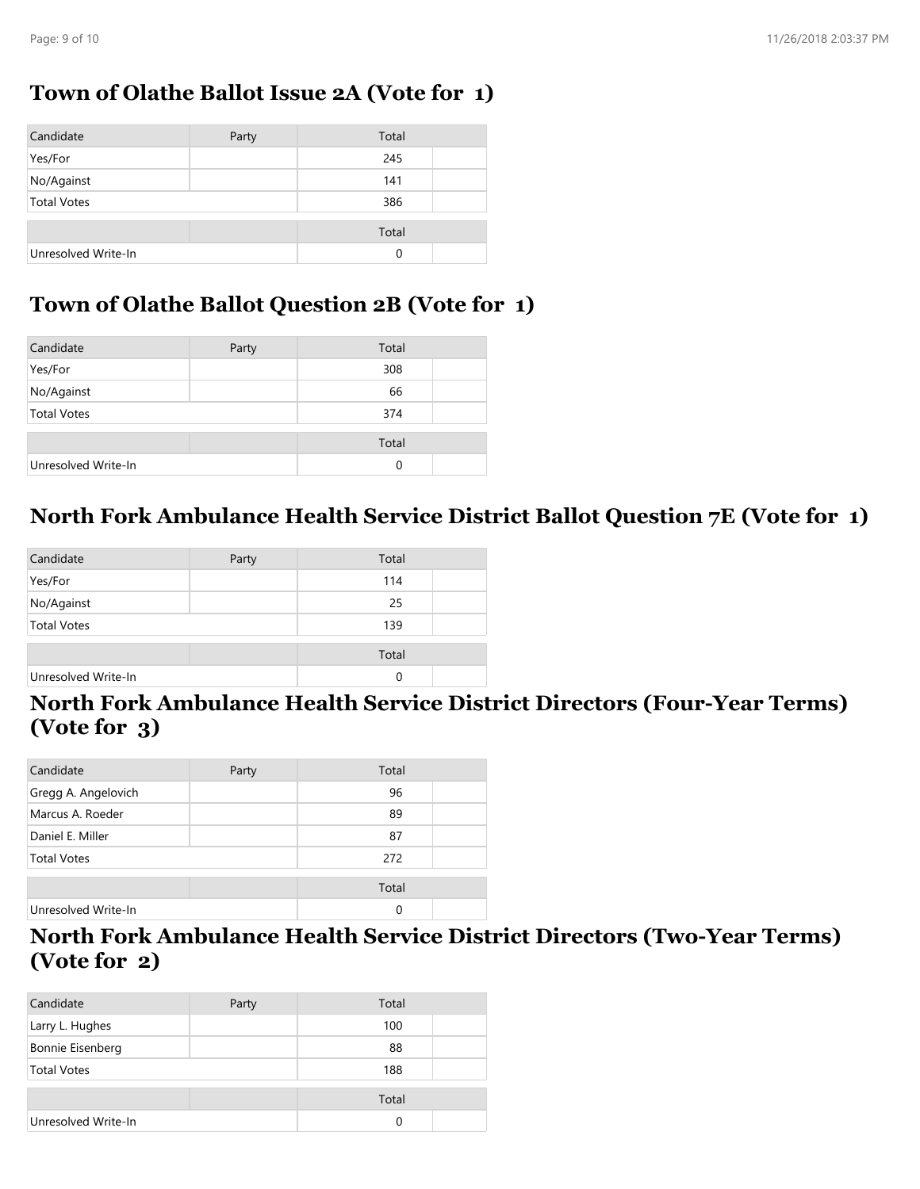## Town of Olathe Ballot Issue 2A (Vote for 1)

| Candidate | Party | Total | |
|---|---|---|---|
| Yes/For | | 245 | |
| No/Against | | 141 | |
| Total Votes | | 386 | |
| | | Total | |
| Unresolved Write-In | | 0 | |

## Town of Olathe Ballot Question 2B (Vote for 1)

| Candidate | Party | Total | |
|---|---|---|---|
| Yes/For | | 308 | |
| No/Against | | 66 | |
| Total Votes | | 374 | |
| | | Total | |
| Unresolved Write-In | | 0 | |

## North Fork Ambulance Health Service District Ballot Question 7E (Vote for 1)

| Candidate | Party | Total | |
|---|---|---|---|
| Yes/For | | 114 | |
| No/Against | | 25 | |
| Total Votes | | 139 | |
| | | Total | |
| Unresolved Write-In | | 0 | |

## North Fork Ambulance Health Service District Directors (Four-Year Terms) (Vote for 3)

| Candidate | Party | Total | |
|---|---|---|---|
| Gregg A. Angelovich | | 96 | |
| Marcus A. Roeder | | 89 | |
| Daniel E. Miller | | 87 | |
| Total Votes | | 272 | |
| | | Total | |
| Unresolved Write-In | | 0 | |

## North Fork Ambulance Health Service District Directors (Two-Year Terms) (Vote for 2)

| Candidate | Party | Total | |
|---|---|---|---|
| Larry L. Hughes | | 100 | |
| Bonnie Eisenberg | | 88 | |
| Total Votes | | 188 | |
| | | Total | |
| Unresolved Write-In | | 0 | |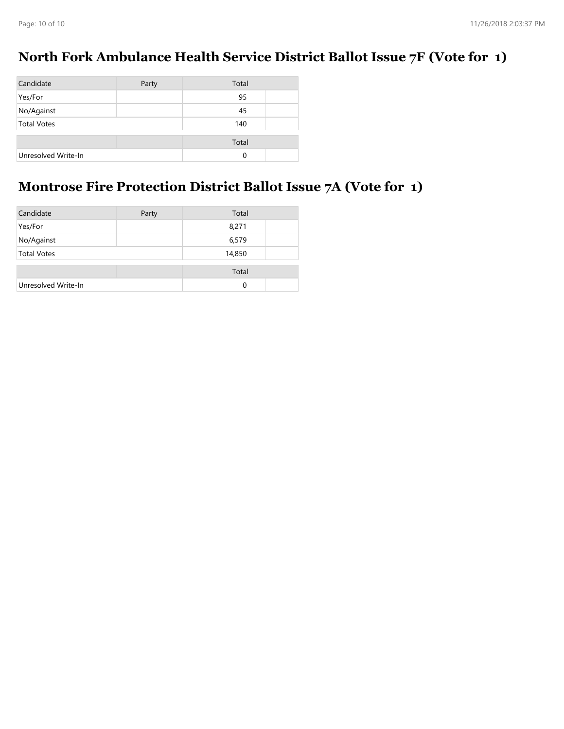## North Fork Ambulance Health Service District Ballot Issue 7F (Vote for 1)

| Candidate | Party | Total | |
|---|---|---|---|
| Yes/For | | 95 | |
| No/Against | | 45 | |
| Total Votes | | 140 | |
| | | Total | |
| Unresolved Write-In | | 0 | |

## Montrose Fire Protection District Ballot Issue 7A (Vote for 1)

| Candidate | Party | Total | |
|---|---|---|---|
| Yes/For | | 8,271 | |
| No/Against | | 6,579 | |
| Total Votes | | 14,850 | |
| | | Total | |
| Unresolved Write-In | | 0 | |